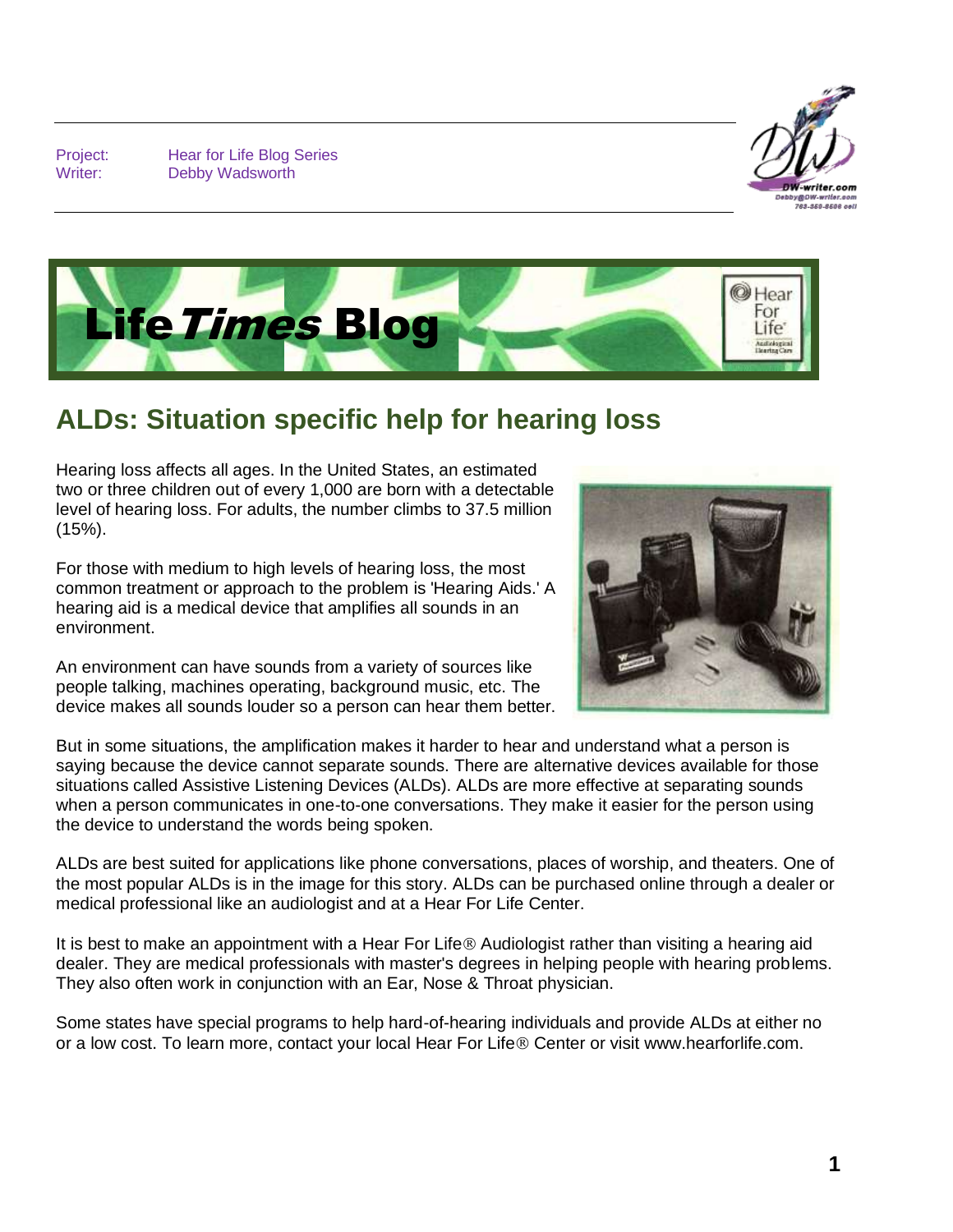Project: Hear for Life Blog Series
Writer: Debby Wadsworth

# Life*Times* Blog

## ALDs: Situation specific help for hearing loss

Hearing loss affects all ages. In the United States, an estimated two or three children out of every 1,000 are born with a detectable level of hearing loss. For adults, the number climbs to 37.5 million (15%).

For those with medium to high levels of hearing loss, the most common treatment or approach to the problem is 'Hearing Aids.' A hearing aid is a medical device that amplifies all sounds in an environment.

An environment can have sounds from a variety of sources like people talking, machines operating, background music, etc. The device makes all sounds louder so a person can hear them better.

But in some situations, the amplification makes it harder to hear and understand what a person is saying because the device cannot separate sounds. There are alternative devices available for those situations called Assistive Listening Devices (ALDs). ALDs are more effective at separating sounds when a person communicates in one-to-one conversations. They make it easier for the person using the device to understand the words being spoken.

ALDs are best suited for applications like phone conversations, places of worship, and theaters. One of the most popular ALDs is in the image for this story. ALDs can be purchased online through a dealer or medical professional like an audiologist and at a Hear For Life Center.

It is best to make an appointment with a Hear For Life® Audiologist rather than visiting a hearing aid dealer. They are medical professionals with master's degrees in helping people with hearing problems. They also often work in conjunction with an Ear, Nose & Throat physician.

Some states have special programs to help hard-of-hearing individuals and provide ALDs at either no or a low cost. To learn more, contact your local Hear For Life® Center or visit www.hearforlife.com.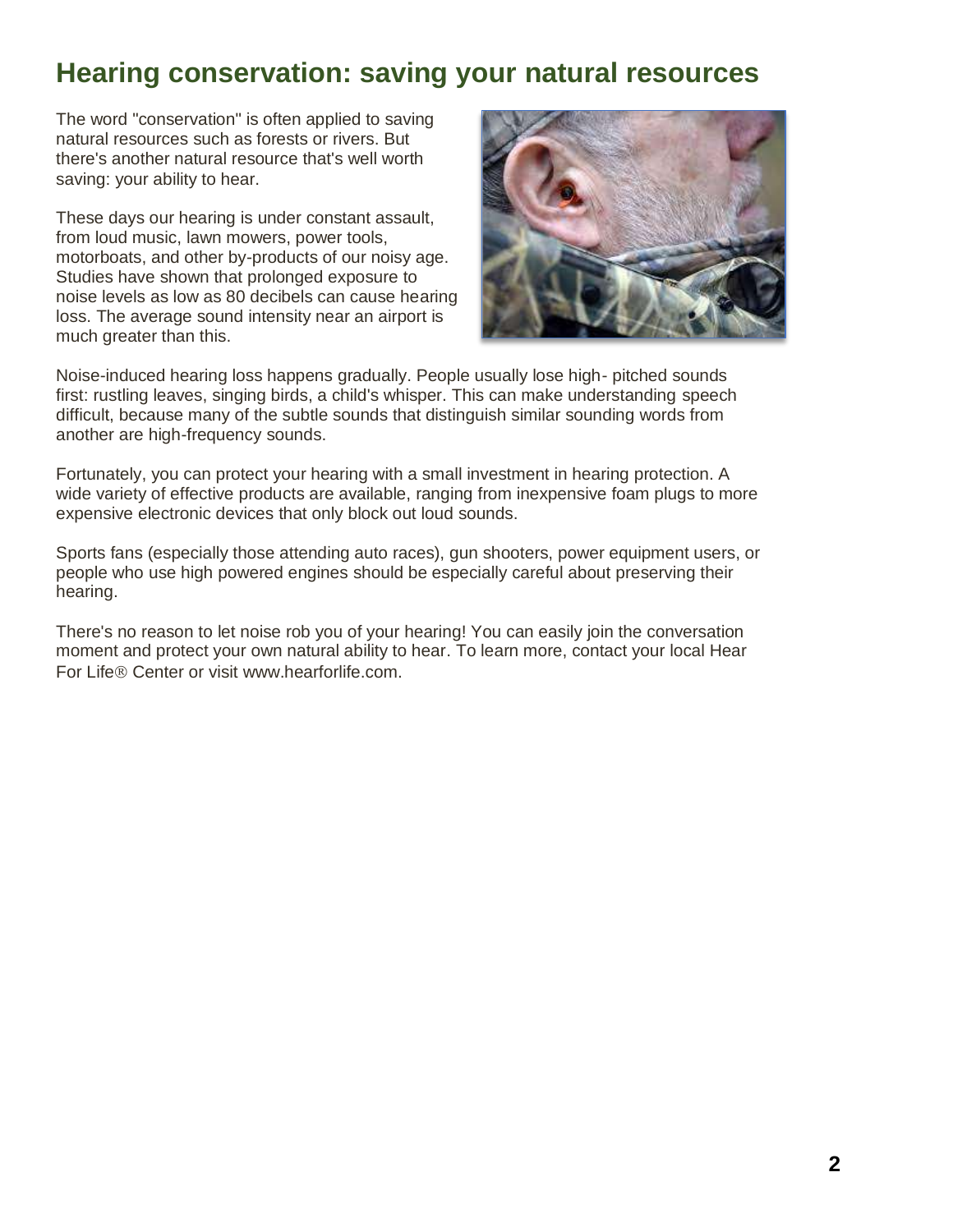# Hearing conservation: saving your natural resources

The word "conservation" is often applied to saving natural resources such as forests or rivers. But there's another natural resource that's well worth saving: your ability to hear.

These days our hearing is under constant assault, from loud music, lawn mowers, power tools, motorboats, and other by-products of our noisy age. Studies have shown that prolonged exposure to noise levels as low as 80 decibels can cause hearing loss. The average sound intensity near an airport is much greater than this.

Noise-induced hearing loss happens gradually. People usually lose high- pitched sounds first: rustling leaves, singing birds, a child's whisper. This can make understanding speech difficult, because many of the subtle sounds that distinguish similar sounding words from another are high-frequency sounds.

Fortunately, you can protect your hearing with a small investment in hearing protection. A wide variety of effective products are available, ranging from inexpensive foam plugs to more expensive electronic devices that only block out loud sounds.

Sports fans (especially those attending auto races), gun shooters, power equipment users, or people who use high powered engines should be especially careful about preserving their hearing.

There's no reason to let noise rob you of your hearing! You can easily join the conversation moment and protect your own natural ability to hear. To learn more, contact your local Hear For Life® Center or visit www.hearforlife.com.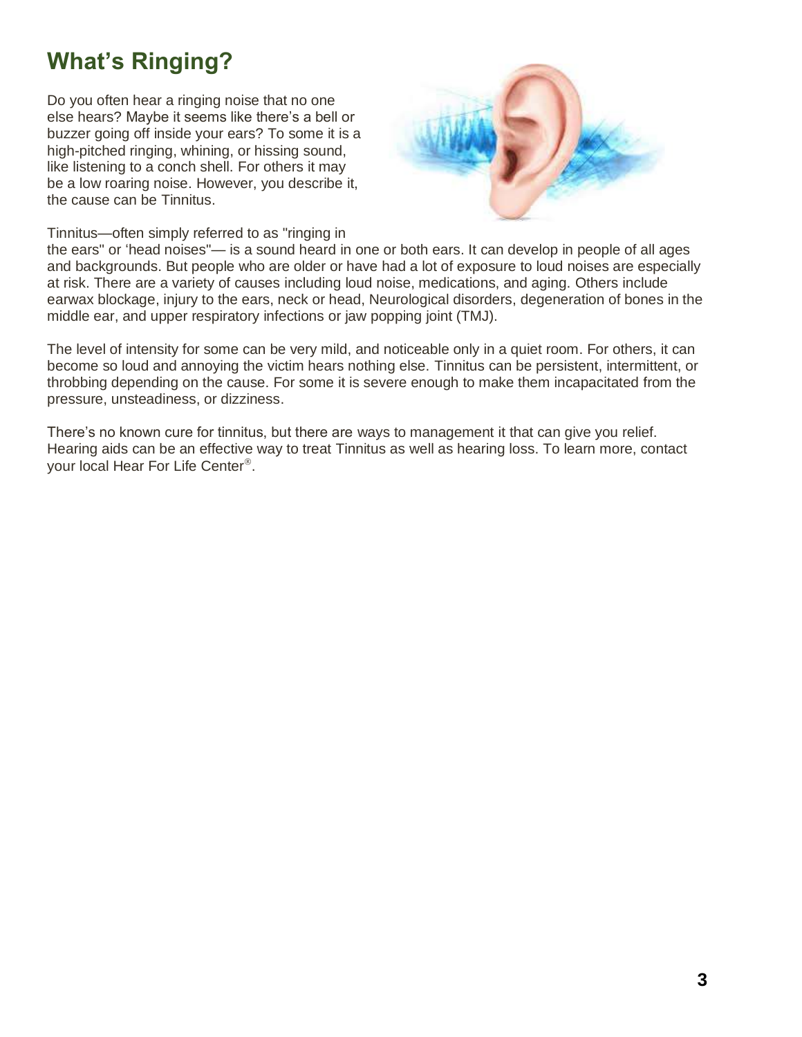## What's Ringing?

Do you often hear a ringing noise that no one else hears? Maybe it seems like there's a bell or buzzer going off inside your ears? To some it is a high-pitched ringing, whining, or hissing sound, like listening to a conch shell. For others it may be a low roaring noise. However, you describe it, the cause can be Tinnitus.

Tinnitus—often simply referred to as "ringing in the ears" or 'head noises"— is a sound heard in one or both ears. It can develop in people of all ages and backgrounds. But people who are older or have had a lot of exposure to loud noises are especially at risk. There are a variety of causes including loud noise, medications, and aging. Others include earwax blockage, injury to the ears, neck or head, Neurological disorders, degeneration of bones in the middle ear, and upper respiratory infections or jaw popping joint (TMJ).

The level of intensity for some can be very mild, and noticeable only in a quiet room. For others, it can become so loud and annoying the victim hears nothing else. Tinnitus can be persistent, intermittent, or throbbing depending on the cause. For some it is severe enough to make them incapacitated from the pressure, unsteadiness, or dizziness.

There's no known cure for tinnitus, but there are ways to management it that can give you relief. Hearing aids can be an effective way to treat Tinnitus as well as hearing loss. To learn more, contact your local Hear For Life Center®.